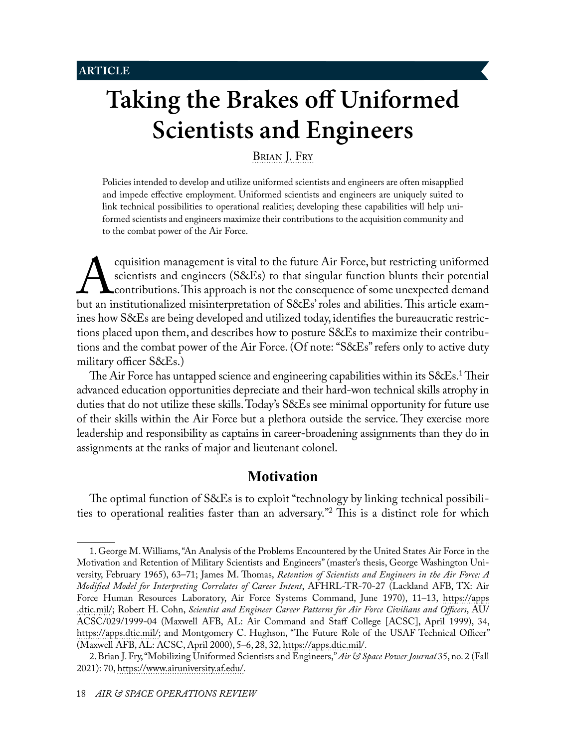ARTICLE

# Taking the Brakes off Uniformed Scientists and Engineers

Brian J. Fry

Policies intended to develop and utilize uniformed scientists and engineers are often misapplied and impede effective employment. Uniformed scientists and engineers are uniquely suited to link technical possibilities to operational realities; developing these capabilities will help uniformed scientists and engineers maximize their contributions to the acquisition community and to the combat power of the Air Force.

Acquisition management is vital to the future Air Force, but restricting uniformed scientists and engineers (S&Es) to that singular function blunts their potential contributions. This approach is not the consequence of some unexpected demand but an institutionalized misinterpretation of S&Es' roles and abilities. This article examines how S&Es are being developed and utilized today, identifies the bureaucratic restrictions placed upon them, and describes how to posture S&Es to maximize their contributions and the combat power of the Air Force. (Of note: "S&Es" refers only to active duty military officer S&Es.)

The Air Force has untapped science and engineering capabilities within its S&Es.[1] Their advanced education opportunities depreciate and their hard-won technical skills atrophy in duties that do not utilize these skills. Today's S&Es see minimal opportunity for future use of their skills within the Air Force but a plethora outside the service. They exercise more leadership and responsibility as captains in career-broadening assignments than they do in assignments at the ranks of major and lieutenant colonel.

## Motivation

The optimal function of S&Es is to exploit "technology by linking technical possibilities to operational realities faster than an adversary."[2] This is a distinct role for which

1. George M. Williams, "An Analysis of the Problems Encountered by the United States Air Force in the Motivation and Retention of Military Scientists and Engineers" (master's thesis, George Washington University, February 1965), 63–71; James M. Thomas, *Retention of Scientists and Engineers in the Air Force: A Modified Model for Interpreting Correlates of Career Intent*, AFHRL-TR-70-27 (Lackland AFB, TX: Air Force Human Resources Laboratory, Air Force Systems Command, June 1970), 11–13, https://apps.dtic.mil/; Robert H. Cohn, *Scientist and Engineer Career Patterns for Air Force Civilians and Officers*, AU/ACSC/029/1999-04 (Maxwell AFB, AL: Air Command and Staff College [ACSC], April 1999), 34, https://apps.dtic.mil/; and Montgomery C. Hughson, "The Future Role of the USAF Technical Officer" (Maxwell AFB, AL: ACSC, April 2000), 5–6, 28, 32, https://apps.dtic.mil/.

2. Brian J. Fry, "Mobilizing Uniformed Scientists and Engineers," *Air & Space Power Journal* 35, no. 2 (Fall 2021): 70, https://www.airuniversity.af.edu/.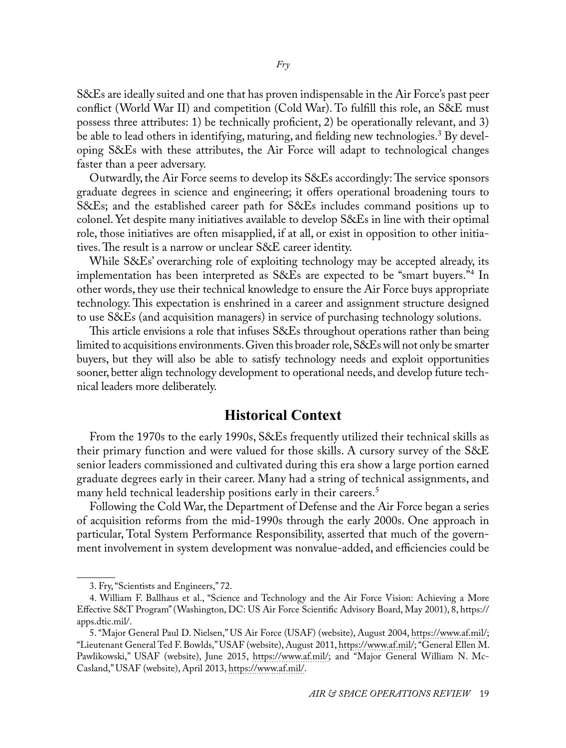S&Es are ideally suited and one that has proven indispensable in the Air Force's past peer conflict (World War II) and competition (Cold War). To fulfill this role, an S&E must possess three attributes: 1) be technically proficient, 2) be operationally relevant, and 3) be able to lead others in identifying, maturing, and fielding new technologies.[3] By developing S&Es with these attributes, the Air Force will adapt to technological changes faster than a peer adversary.

Outwardly, the Air Force seems to develop its S&Es accordingly: The service sponsors graduate degrees in science and engineering; it offers operational broadening tours to S&Es; and the established career path for S&Es includes command positions up to colonel. Yet despite many initiatives available to develop S&Es in line with their optimal role, those initiatives are often misapplied, if at all, or exist in opposition to other initiatives. The result is a narrow or unclear S&E career identity.

While S&Es' overarching role of exploiting technology may be accepted already, its implementation has been interpreted as S&Es are expected to be "smart buyers."[4] In other words, they use their technical knowledge to ensure the Air Force buys appropriate technology. This expectation is enshrined in a career and assignment structure designed to use S&Es (and acquisition managers) in service of purchasing technology solutions.

This article envisions a role that infuses S&Es throughout operations rather than being limited to acquisitions environments. Given this broader role, S&Es will not only be smarter buyers, but they will also be able to satisfy technology needs and exploit opportunities sooner, better align technology development to operational needs, and develop future technical leaders more deliberately.

## Historical Context

From the 1970s to the early 1990s, S&Es frequently utilized their technical skills as their primary function and were valued for those skills. A cursory survey of the S&E senior leaders commissioned and cultivated during this era show a large portion earned graduate degrees early in their career. Many had a string of technical assignments, and many held technical leadership positions early in their careers.[5]

Following the Cold War, the Department of Defense and the Air Force began a series of acquisition reforms from the mid-1990s through the early 2000s. One approach in particular, Total System Performance Responsibility, asserted that much of the government involvement in system development was nonvalue-added, and efficiencies could be

---

3. Fry, "Scientists and Engineers," 72.

4. William F. Ballhaus et al., "Science and Technology and the Air Force Vision: Achieving a More Effective S&T Program" (Washington, DC: US Air Force Scientific Advisory Board, May 2001), 8, https://apps.dtic.mil/.

5. "Major General Paul D. Nielsen," US Air Force (USAF) (website), August 2004, https://www.af.mil/; "Lieutenant General Ted F. Bowlds," USAF (website), August 2011, https://www.af.mil/; "General Ellen M. Pawlikowski," USAF (website), June 2015, https://www.af.mil/; and "Major General William N. McCasland," USAF (website), April 2013, https://www.af.mil/.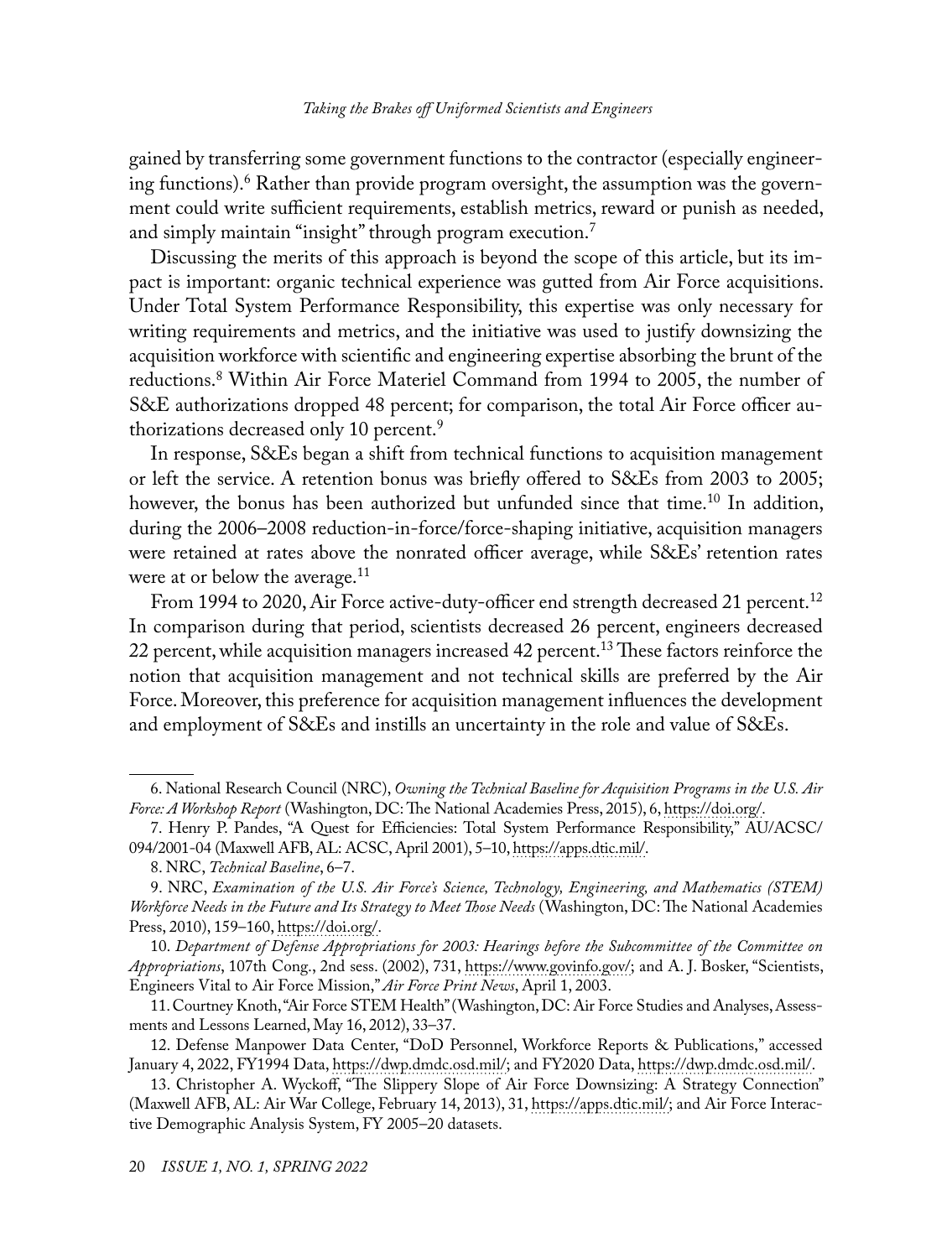gained by transferring some government functions to the contractor (especially engineering functions).[6] Rather than provide program oversight, the assumption was the government could write sufficient requirements, establish metrics, reward or punish as needed, and simply maintain "insight" through program execution.[7]

Discussing the merits of this approach is beyond the scope of this article, but its impact is important: organic technical experience was gutted from Air Force acquisitions. Under Total System Performance Responsibility, this expertise was only necessary for writing requirements and metrics, and the initiative was used to justify downsizing the acquisition workforce with scientific and engineering expertise absorbing the brunt of the reductions.[8] Within Air Force Materiel Command from 1994 to 2005, the number of S&E authorizations dropped 48 percent; for comparison, the total Air Force officer authorizations decreased only 10 percent.[9]

In response, S&Es began a shift from technical functions to acquisition management or left the service. A retention bonus was briefly offered to S&Es from 2003 to 2005; however, the bonus has been authorized but unfunded since that time.[10] In addition, during the 2006–2008 reduction-in-force/force-shaping initiative, acquisition managers were retained at rates above the nonrated officer average, while S&Es' retention rates were at or below the average.[11]

From 1994 to 2020, Air Force active-duty-officer end strength decreased 21 percent.[12] In comparison during that period, scientists decreased 26 percent, engineers decreased 22 percent, while acquisition managers increased 42 percent.[13] These factors reinforce the notion that acquisition management and not technical skills are preferred by the Air Force. Moreover, this preference for acquisition management influences the development and employment of S&Es and instills an uncertainty in the role and value of S&Es.

---

6. National Research Council (NRC), *Owning the Technical Baseline for Acquisition Programs in the U.S. Air Force: A Workshop Report* (Washington, DC: The National Academies Press, 2015), 6, https://doi.org/.

7. Henry P. Pandes, "A Quest for Efficiencies: Total System Performance Responsibility," AU/ACSC/094/2001-04 (Maxwell AFB, AL: ACSC, April 2001), 5–10, https://apps.dtic.mil/.

8. NRC, *Technical Baseline*, 6–7.

9. NRC, *Examination of the U.S. Air Force's Science, Technology, Engineering, and Mathematics (STEM) Workforce Needs in the Future and Its Strategy to Meet Those Needs* (Washington, DC: The National Academies Press, 2010), 159–160, https://doi.org/.

10. *Department of Defense Appropriations for 2003: Hearings before the Subcommittee of the Committee on Appropriations*, 107th Cong., 2nd sess. (2002), 731, https://www.govinfo.gov/; and A. J. Bosker, "Scientists, Engineers Vital to Air Force Mission," *Air Force Print News*, April 1, 2003.

11. Courtney Knoth, "Air Force STEM Health" (Washington, DC: Air Force Studies and Analyses, Assessments and Lessons Learned, May 16, 2012), 33–37.

12. Defense Manpower Data Center, "DoD Personnel, Workforce Reports & Publications," accessed January 4, 2022, FY1994 Data, https://dwp.dmdc.osd.mil/; and FY2020 Data, https://dwp.dmdc.osd.mil/.

13. Christopher A. Wyckoff, "The Slippery Slope of Air Force Downsizing: A Strategy Connection" (Maxwell AFB, AL: Air War College, February 14, 2013), 31, https://apps.dtic.mil/; and Air Force Interactive Demographic Analysis System, FY 2005–20 datasets.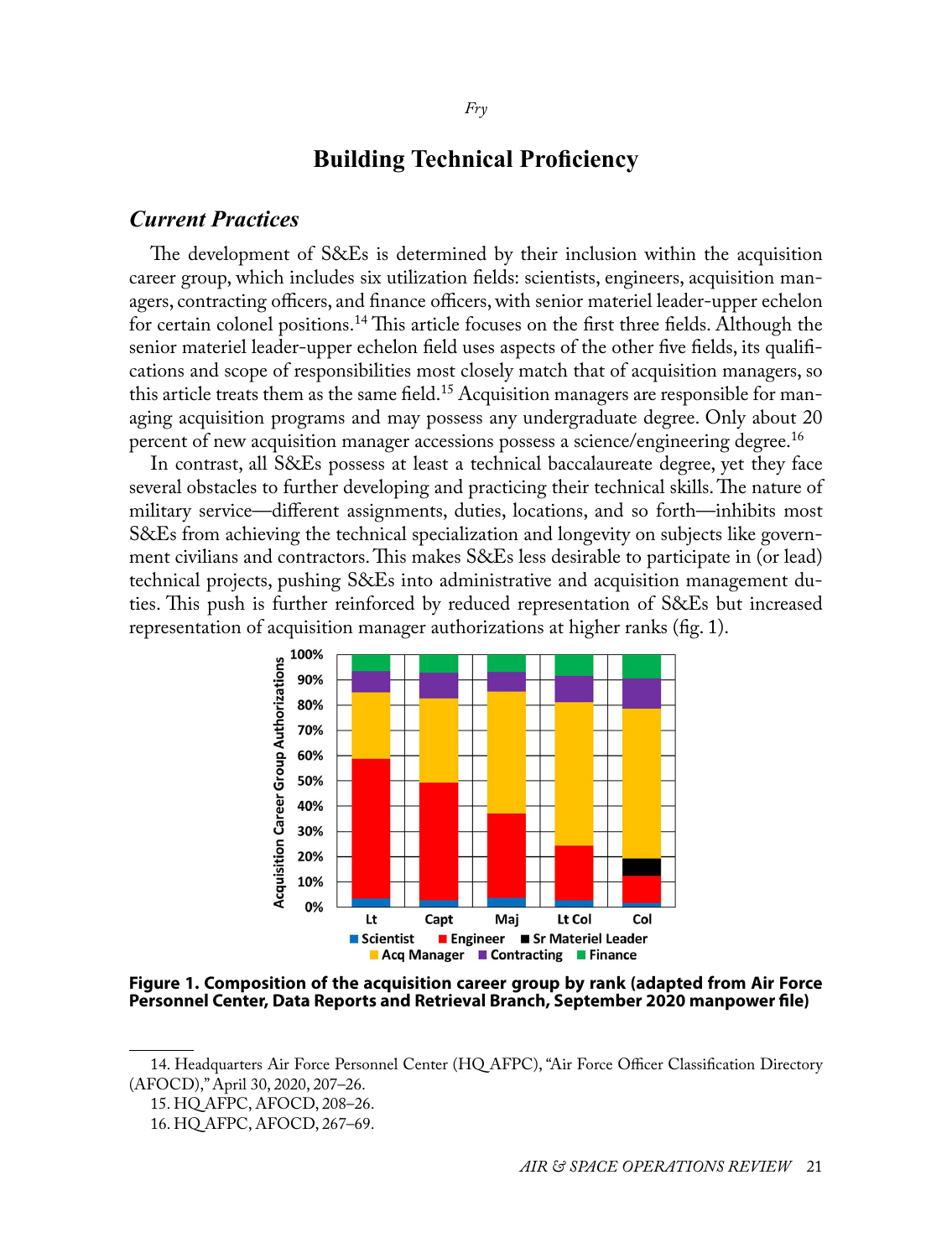# Building Technical Proficiency

## *Current Practices*

The development of S&Es is determined by their inclusion within the acquisition career group, which includes six utilization fields: scientists, engineers, acquisition managers, contracting officers, and finance officers, with senior materiel leader-upper echelon for certain colonel positions.[14] This article focuses on the first three fields. Although the senior materiel leader-upper echelon field uses aspects of the other five fields, its qualifications and scope of responsibilities most closely match that of acquisition managers, so this article treats them as the same field.[15] Acquisition managers are responsible for managing acquisition programs and may possess any undergraduate degree. Only about 20 percent of new acquisition manager accessions possess a science/engineering degree.[16]

In contrast, all S&Es possess at least a technical baccalaureate degree, yet they face several obstacles to further developing and practicing their technical skills. The nature of military service—different assignments, duties, locations, and so forth—inhibits most S&Es from achieving the technical specialization and longevity on subjects like government civilians and contractors. This makes S&Es less desirable to participate in (or lead) technical projects, pushing S&Es into administrative and acquisition management duties. This push is further reinforced by reduced representation of S&Es but increased representation of acquisition manager authorizations at higher ranks (fig. 1).

**Figure 1. Composition of the acquisition career group by rank (adapted from Air Force Personnel Center, Data Reports and Retrieval Branch, September 2020 manpower file)**

14. Headquarters Air Force Personnel Center (HQ AFPC), "Air Force Officer Classification Directory (AFOCD)," April 30, 2020, 207–26.

15. HQ AFPC, AFOCD, 208–26.

16. HQ AFPC, AFOCD, 267–69.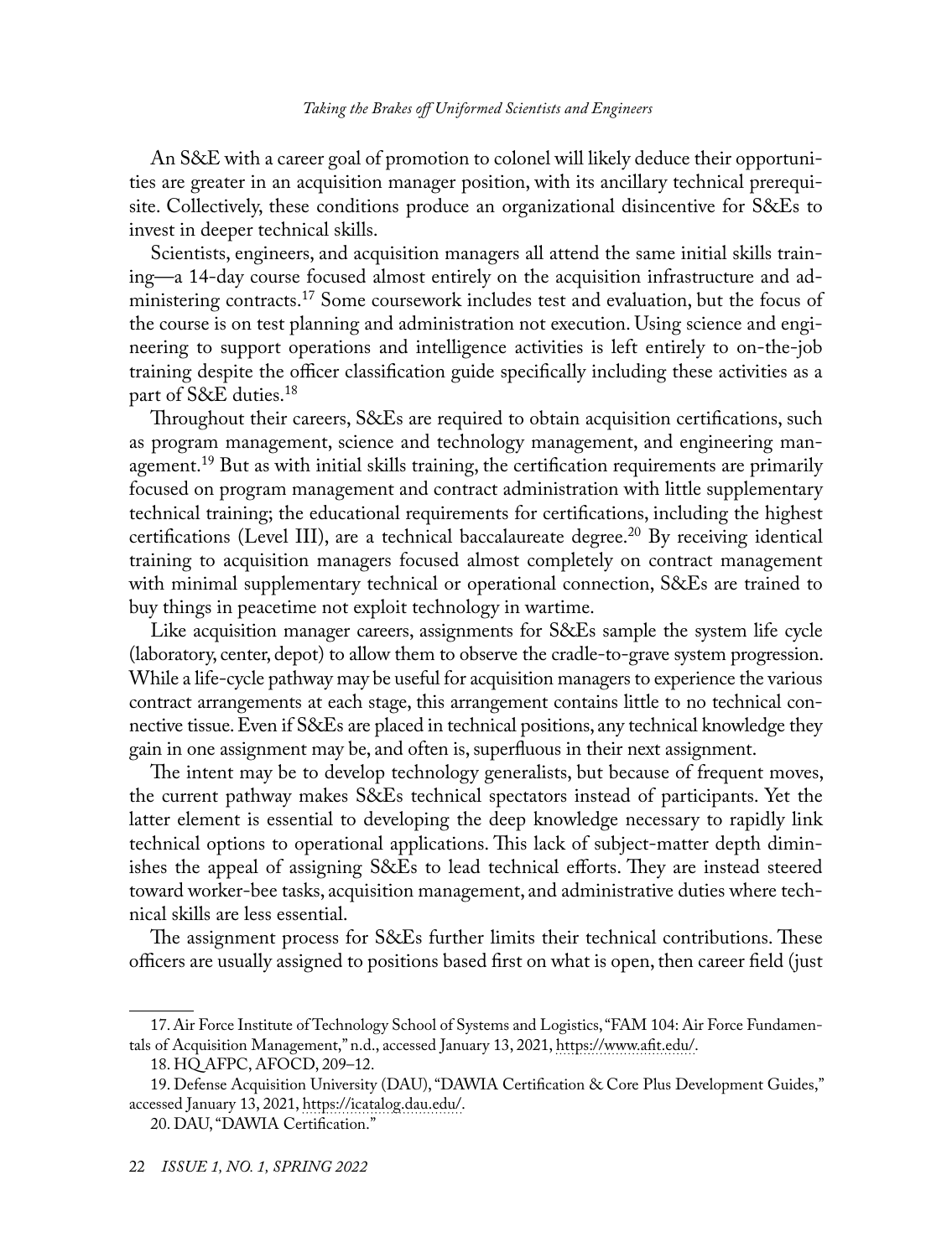An S&E with a career goal of promotion to colonel will likely deduce their opportunities are greater in an acquisition manager position, with its ancillary technical prerequisite. Collectively, these conditions produce an organizational disincentive for S&Es to invest in deeper technical skills.

Scientists, engineers, and acquisition managers all attend the same initial skills training—a 14-day course focused almost entirely on the acquisition infrastructure and administering contracts.[17] Some coursework includes test and evaluation, but the focus of the course is on test planning and administration not execution. Using science and engineering to support operations and intelligence activities is left entirely to on-the-job training despite the officer classification guide specifically including these activities as a part of S&E duties.[18]

Throughout their careers, S&Es are required to obtain acquisition certifications, such as program management, science and technology management, and engineering management.[19] But as with initial skills training, the certification requirements are primarily focused on program management and contract administration with little supplementary technical training; the educational requirements for certifications, including the highest certifications (Level III), are a technical baccalaureate degree.[20] By receiving identical training to acquisition managers focused almost completely on contract management with minimal supplementary technical or operational connection, S&Es are trained to buy things in peacetime not exploit technology in wartime.

Like acquisition manager careers, assignments for S&Es sample the system life cycle (laboratory, center, depot) to allow them to observe the cradle-to-grave system progression. While a life-cycle pathway may be useful for acquisition managers to experience the various contract arrangements at each stage, this arrangement contains little to no technical connective tissue. Even if S&Es are placed in technical positions, any technical knowledge they gain in one assignment may be, and often is, superfluous in their next assignment.

The intent may be to develop technology generalists, but because of frequent moves, the current pathway makes S&Es technical spectators instead of participants. Yet the latter element is essential to developing the deep knowledge necessary to rapidly link technical options to operational applications. This lack of subject-matter depth diminishes the appeal of assigning S&Es to lead technical efforts. They are instead steered toward worker-bee tasks, acquisition management, and administrative duties where technical skills are less essential.

The assignment process for S&Es further limits their technical contributions. These officers are usually assigned to positions based first on what is open, then career field (just

---

17. Air Force Institute of Technology School of Systems and Logistics, "FAM 104: Air Force Fundamentals of Acquisition Management," n.d., accessed January 13, 2021, https://www.afit.edu/.

18. HQ AFPC, AFOCD, 209–12.

19. Defense Acquisition University (DAU), "DAWIA Certification & Core Plus Development Guides," accessed January 13, 2021, https://icatalog.dau.edu/.

20. DAU, "DAWIA Certification."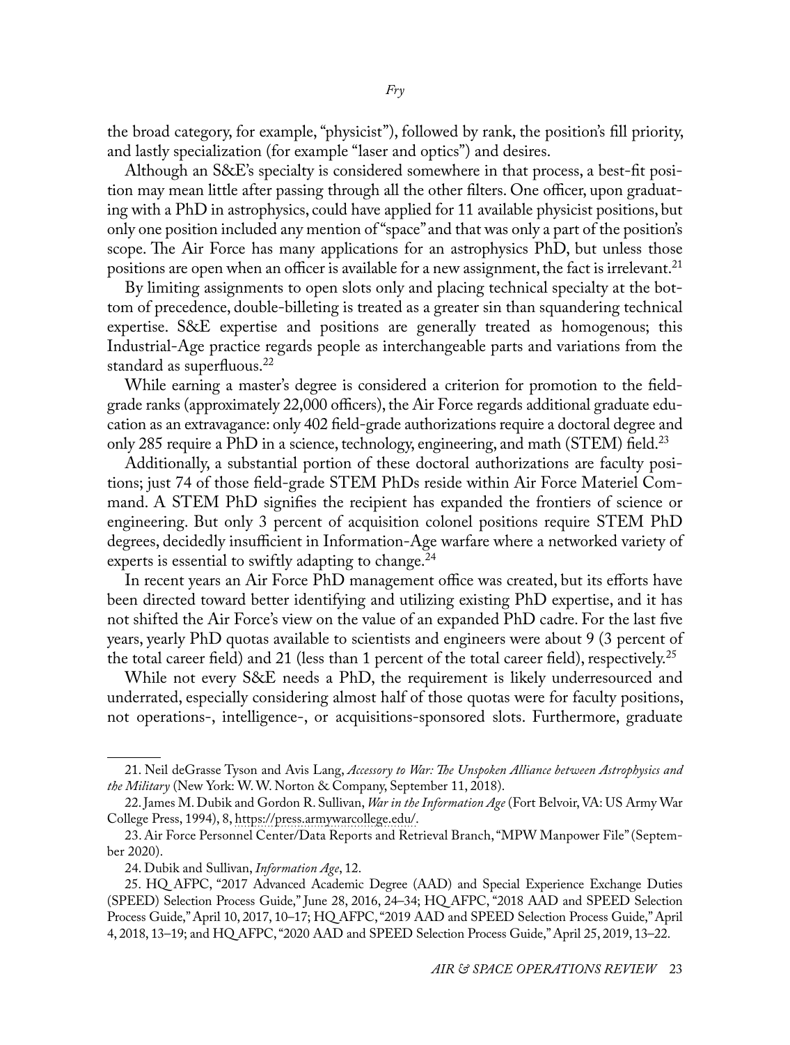the broad category, for example, "physicist"), followed by rank, the position's fill priority, and lastly specialization (for example "laser and optics") and desires.

Although an S&E's specialty is considered somewhere in that process, a best-fit position may mean little after passing through all the other filters. One officer, upon graduating with a PhD in astrophysics, could have applied for 11 available physicist positions, but only one position included any mention of "space" and that was only a part of the position's scope. The Air Force has many applications for an astrophysics PhD, but unless those positions are open when an officer is available for a new assignment, the fact is irrelevant.[21]

By limiting assignments to open slots only and placing technical specialty at the bottom of precedence, double-billeting is treated as a greater sin than squandering technical expertise. S&E expertise and positions are generally treated as homogenous; this Industrial-Age practice regards people as interchangeable parts and variations from the standard as superfluous.[22]

While earning a master's degree is considered a criterion for promotion to the field-grade ranks (approximately 22,000 officers), the Air Force regards additional graduate education as an extravagance: only 402 field-grade authorizations require a doctoral degree and only 285 require a PhD in a science, technology, engineering, and math (STEM) field.[23]

Additionally, a substantial portion of these doctoral authorizations are faculty positions; just 74 of those field-grade STEM PhDs reside within Air Force Materiel Command. A STEM PhD signifies the recipient has expanded the frontiers of science or engineering. But only 3 percent of acquisition colonel positions require STEM PhD degrees, decidedly insufficient in Information-Age warfare where a networked variety of experts is essential to swiftly adapting to change.[24]

In recent years an Air Force PhD management office was created, but its efforts have been directed toward better identifying and utilizing existing PhD expertise, and it has not shifted the Air Force's view on the value of an expanded PhD cadre. For the last five years, yearly PhD quotas available to scientists and engineers were about 9 (3 percent of the total career field) and 21 (less than 1 percent of the total career field), respectively.[25]

While not every S&E needs a PhD, the requirement is likely underresourced and underrated, especially considering almost half of those quotas were for faculty positions, not operations-, intelligence-, or acquisitions-sponsored slots. Furthermore, graduate

---

21. Neil deGrasse Tyson and Avis Lang, *Accessory to War: The Unspoken Alliance between Astrophysics and the Military* (New York: W. W. Norton & Company, September 11, 2018).

22. James M. Dubik and Gordon R. Sullivan, *War in the Information Age* (Fort Belvoir, VA: US Army War College Press, 1994), 8, https://press.armywarcollege.edu/.

23. Air Force Personnel Center/Data Reports and Retrieval Branch, "MPW Manpower File" (September 2020).

24. Dubik and Sullivan, *Information Age*, 12.

25. HQ AFPC, "2017 Advanced Academic Degree (AAD) and Special Experience Exchange Duties (SPEED) Selection Process Guide," June 28, 2016, 24–34; HQ AFPC, "2018 AAD and SPEED Selection Process Guide," April 10, 2017, 10–17; HQ AFPC, "2019 AAD and SPEED Selection Process Guide," April 4, 2018, 13–19; and HQ AFPC, "2020 AAD and SPEED Selection Process Guide," April 25, 2019, 13–22.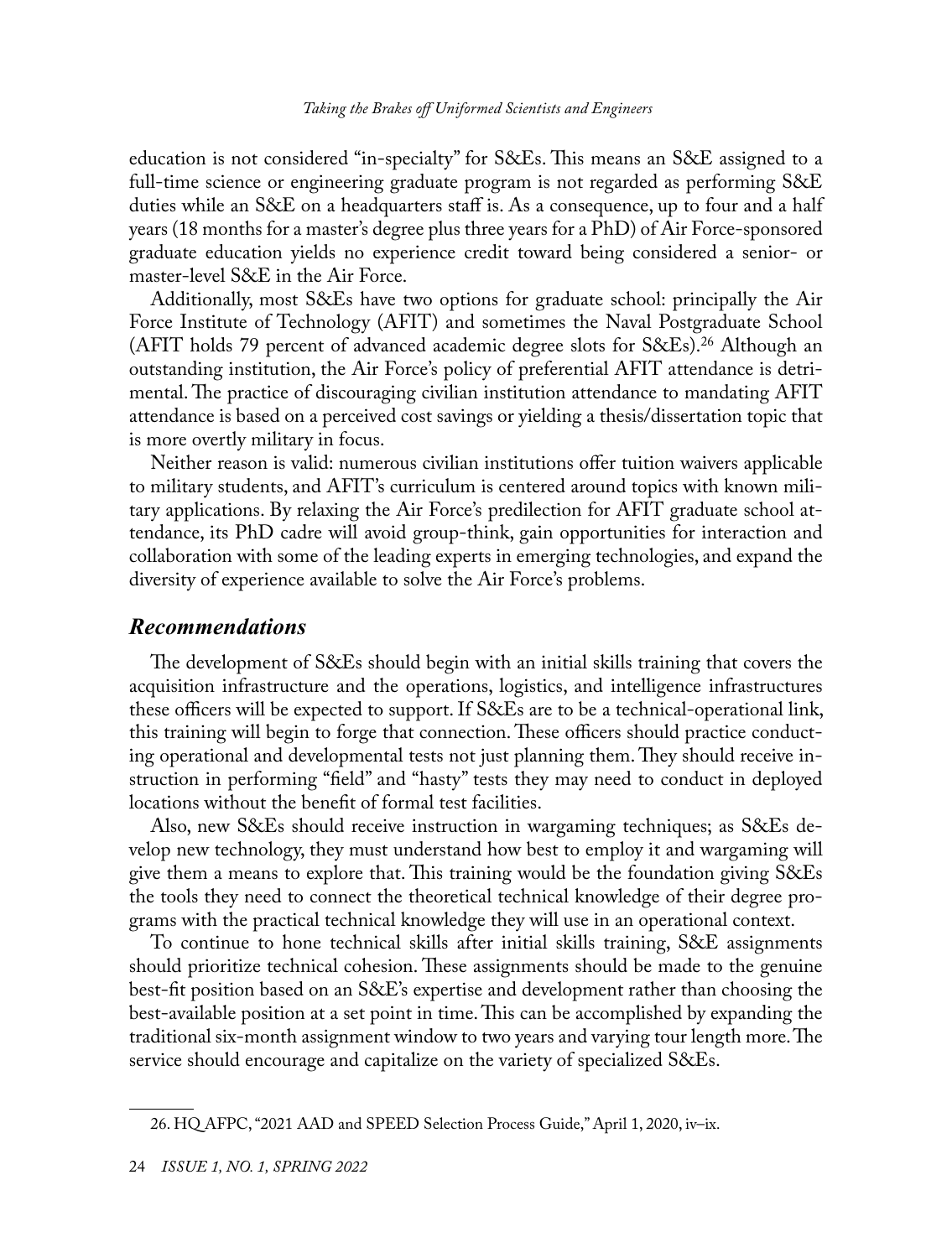education is not considered "in-specialty" for S&Es. This means an S&E assigned to a full-time science or engineering graduate program is not regarded as performing S&E duties while an S&E on a headquarters staff is. As a consequence, up to four and a half years (18 months for a master's degree plus three years for a PhD) of Air Force-sponsored graduate education yields no experience credit toward being considered a senior- or master-level S&E in the Air Force.

Additionally, most S&Es have two options for graduate school: principally the Air Force Institute of Technology (AFIT) and sometimes the Naval Postgraduate School (AFIT holds 79 percent of advanced academic degree slots for S&Es).[26] Although an outstanding institution, the Air Force's policy of preferential AFIT attendance is detrimental. The practice of discouraging civilian institution attendance to mandating AFIT attendance is based on a perceived cost savings or yielding a thesis/dissertation topic that is more overtly military in focus.

Neither reason is valid: numerous civilian institutions offer tuition waivers applicable to military students, and AFIT's curriculum is centered around topics with known military applications. By relaxing the Air Force's predilection for AFIT graduate school attendance, its PhD cadre will avoid group-think, gain opportunities for interaction and collaboration with some of the leading experts in emerging technologies, and expand the diversity of experience available to solve the Air Force's problems.

## *Recommendations*

The development of S&Es should begin with an initial skills training that covers the acquisition infrastructure and the operations, logistics, and intelligence infrastructures these officers will be expected to support. If S&Es are to be a technical-operational link, this training will begin to forge that connection. These officers should practice conducting operational and developmental tests not just planning them. They should receive instruction in performing "field" and "hasty" tests they may need to conduct in deployed locations without the benefit of formal test facilities.

Also, new S&Es should receive instruction in wargaming techniques; as S&Es develop new technology, they must understand how best to employ it and wargaming will give them a means to explore that. This training would be the foundation giving S&Es the tools they need to connect the theoretical technical knowledge of their degree programs with the practical technical knowledge they will use in an operational context.

To continue to hone technical skills after initial skills training, S&E assignments should prioritize technical cohesion. These assignments should be made to the genuine best-fit position based on an S&E's expertise and development rather than choosing the best-available position at a set point in time. This can be accomplished by expanding the traditional six-month assignment window to two years and varying tour length more. The service should encourage and capitalize on the variety of specialized S&Es.

---

26. HQ AFPC, "2021 AAD and SPEED Selection Process Guide," April 1, 2020, iv–ix.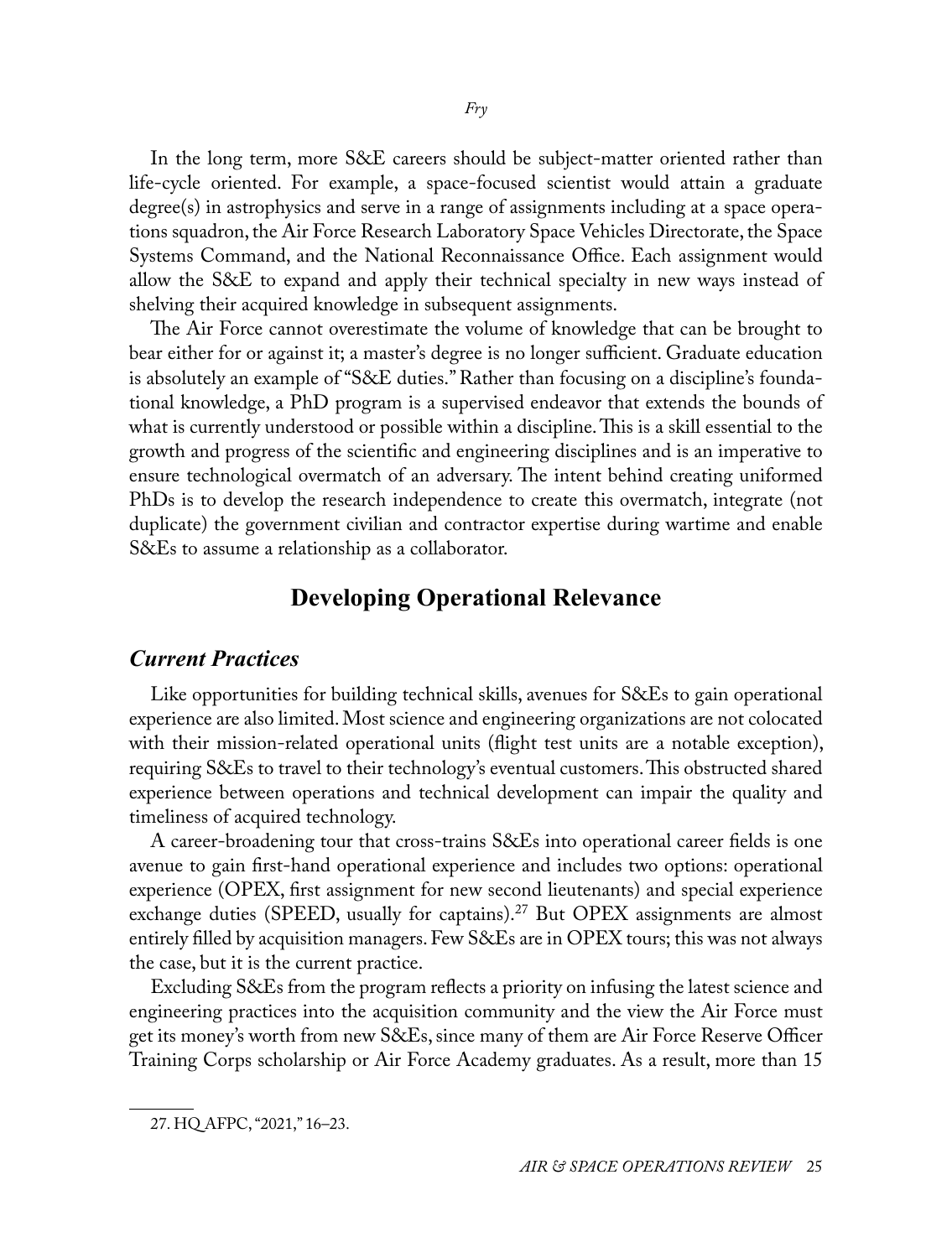In the long term, more S&E careers should be subject-matter oriented rather than life-cycle oriented. For example, a space-focused scientist would attain a graduate degree(s) in astrophysics and serve in a range of assignments including at a space operations squadron, the Air Force Research Laboratory Space Vehicles Directorate, the Space Systems Command, and the National Reconnaissance Office. Each assignment would allow the S&E to expand and apply their technical specialty in new ways instead of shelving their acquired knowledge in subsequent assignments.

The Air Force cannot overestimate the volume of knowledge that can be brought to bear either for or against it; a master's degree is no longer sufficient. Graduate education is absolutely an example of "S&E duties." Rather than focusing on a discipline's foundational knowledge, a PhD program is a supervised endeavor that extends the bounds of what is currently understood or possible within a discipline. This is a skill essential to the growth and progress of the scientific and engineering disciplines and is an imperative to ensure technological overmatch of an adversary. The intent behind creating uniformed PhDs is to develop the research independence to create this overmatch, integrate (not duplicate) the government civilian and contractor expertise during wartime and enable S&Es to assume a relationship as a collaborator.

## Developing Operational Relevance

### *Current Practices*

Like opportunities for building technical skills, avenues for S&Es to gain operational experience are also limited. Most science and engineering organizations are not colocated with their mission-related operational units (flight test units are a notable exception), requiring S&Es to travel to their technology's eventual customers. This obstructed shared experience between operations and technical development can impair the quality and timeliness of acquired technology.

A career-broadening tour that cross-trains S&Es into operational career fields is one avenue to gain first-hand operational experience and includes two options: operational experience (OPEX, first assignment for new second lieutenants) and special experience exchange duties (SPEED, usually for captains).[27] But OPEX assignments are almost entirely filled by acquisition managers. Few S&Es are in OPEX tours; this was not always the case, but it is the current practice.

Excluding S&Es from the program reflects a priority on infusing the latest science and engineering practices into the acquisition community and the view the Air Force must get its money's worth from new S&Es, since many of them are Air Force Reserve Officer Training Corps scholarship or Air Force Academy graduates. As a result, more than 15

27. HQ AFPC, "2021," 16–23.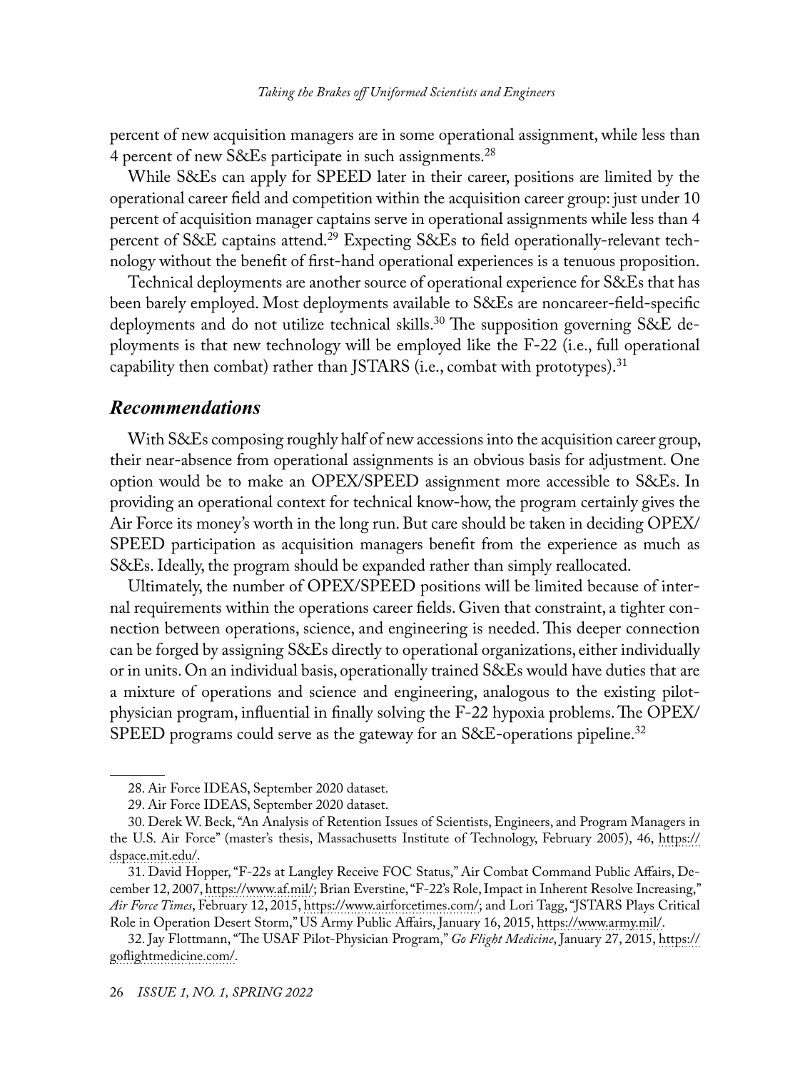percent of new acquisition managers are in some operational assignment, while less than 4 percent of new S&Es participate in such assignments.[28]

While S&Es can apply for SPEED later in their career, positions are limited by the operational career field and competition within the acquisition career group: just under 10 percent of acquisition manager captains serve in operational assignments while less than 4 percent of S&E captains attend.[29] Expecting S&Es to field operationally-relevant technology without the benefit of first-hand operational experiences is a tenuous proposition.

Technical deployments are another source of operational experience for S&Es that has been barely employed. Most deployments available to S&Es are noncareer-field-specific deployments and do not utilize technical skills.[30] The supposition governing S&E deployments is that new technology will be employed like the F-22 (i.e., full operational capability then combat) rather than JSTARS (i.e., combat with prototypes).[31]

## *Recommendations*

With S&Es composing roughly half of new accessions into the acquisition career group, their near-absence from operational assignments is an obvious basis for adjustment. One option would be to make an OPEX/SPEED assignment more accessible to S&Es. In providing an operational context for technical know-how, the program certainly gives the Air Force its money's worth in the long run. But care should be taken in deciding OPEX/SPEED participation as acquisition managers benefit from the experience as much as S&Es. Ideally, the program should be expanded rather than simply reallocated.

Ultimately, the number of OPEX/SPEED positions will be limited because of internal requirements within the operations career fields. Given that constraint, a tighter connection between operations, science, and engineering is needed. This deeper connection can be forged by assigning S&Es directly to operational organizations, either individually or in units. On an individual basis, operationally trained S&Es would have duties that are a mixture of operations and science and engineering, analogous to the existing pilot-physician program, influential in finally solving the F-22 hypoxia problems. The OPEX/SPEED programs could serve as the gateway for an S&E-operations pipeline.[32]

---

28. Air Force IDEAS, September 2020 dataset.

29. Air Force IDEAS, September 2020 dataset.

30. Derek W. Beck, "An Analysis of Retention Issues of Scientists, Engineers, and Program Managers in the U.S. Air Force" (master's thesis, Massachusetts Institute of Technology, February 2005), 46, https://dspace.mit.edu/.

31. David Hopper, "F-22s at Langley Receive FOC Status," Air Combat Command Public Affairs, December 12, 2007, https://www.af.mil/; Brian Everstine, "F-22's Role, Impact in Inherent Resolve Increasing," *Air Force Times*, February 12, 2015, https://www.airforcetimes.com/; and Lori Tagg, "JSTARS Plays Critical Role in Operation Desert Storm," US Army Public Affairs, January 16, 2015, https://www.army.mil/.

32. Jay Flottmann, "The USAF Pilot-Physician Program," *Go Flight Medicine*, January 27, 2015, https://goflightmedicine.com/.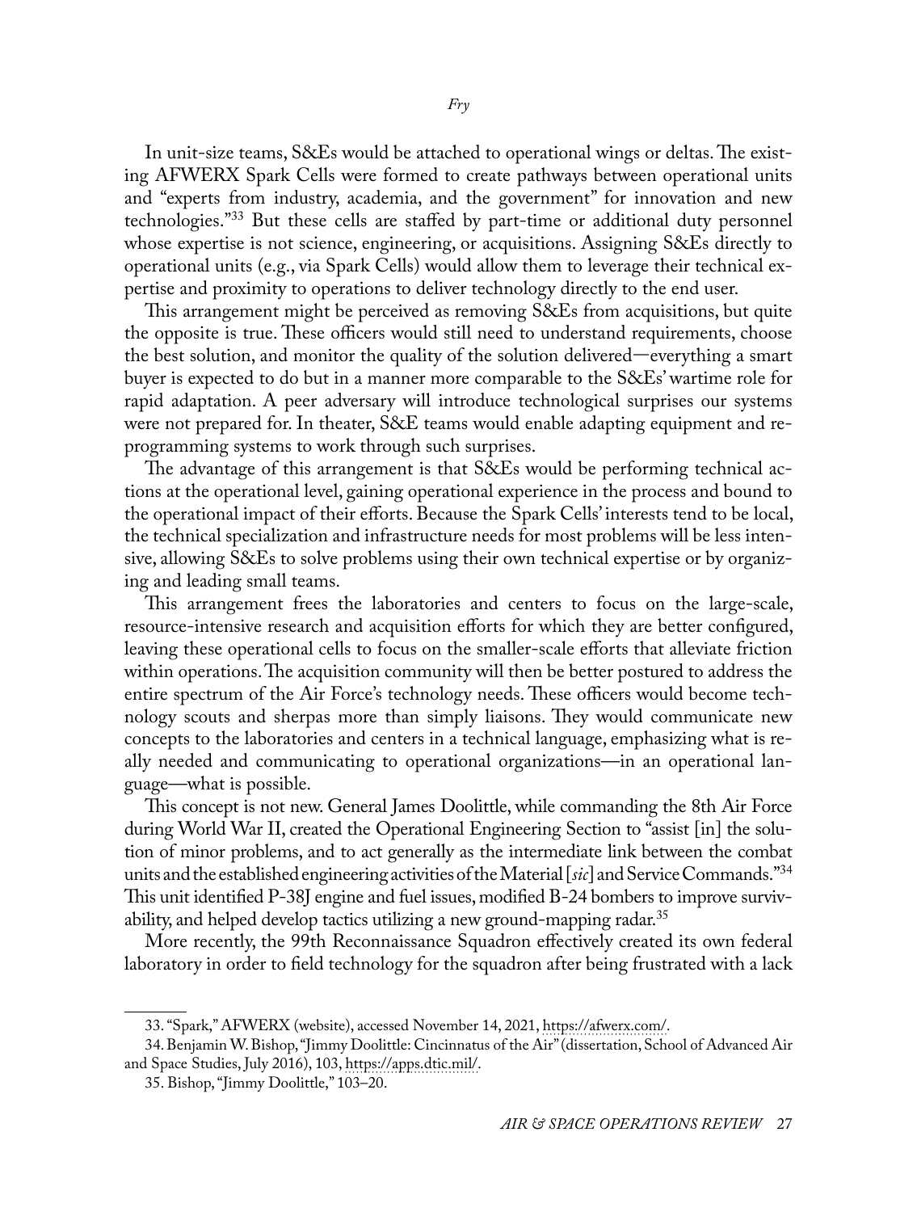In unit-size teams, S&Es would be attached to operational wings or deltas. The existing AFWERX Spark Cells were formed to create pathways between operational units and "experts from industry, academia, and the government" for innovation and new technologies."[33] But these cells are staffed by part-time or additional duty personnel whose expertise is not science, engineering, or acquisitions. Assigning S&Es directly to operational units (e.g., via Spark Cells) would allow them to leverage their technical expertise and proximity to operations to deliver technology directly to the end user.

This arrangement might be perceived as removing S&Es from acquisitions, but quite the opposite is true. These officers would still need to understand requirements, choose the best solution, and monitor the quality of the solution delivered—everything a smart buyer is expected to do but in a manner more comparable to the S&Es' wartime role for rapid adaptation. A peer adversary will introduce technological surprises our systems were not prepared for. In theater, S&E teams would enable adapting equipment and reprogramming systems to work through such surprises.

The advantage of this arrangement is that S&Es would be performing technical actions at the operational level, gaining operational experience in the process and bound to the operational impact of their efforts. Because the Spark Cells' interests tend to be local, the technical specialization and infrastructure needs for most problems will be less intensive, allowing S&Es to solve problems using their own technical expertise or by organizing and leading small teams.

This arrangement frees the laboratories and centers to focus on the large-scale, resource-intensive research and acquisition efforts for which they are better configured, leaving these operational cells to focus on the smaller-scale efforts that alleviate friction within operations. The acquisition community will then be better postured to address the entire spectrum of the Air Force's technology needs. These officers would become technology scouts and sherpas more than simply liaisons. They would communicate new concepts to the laboratories and centers in a technical language, emphasizing what is really needed and communicating to operational organizations—in an operational language—what is possible.

This concept is not new. General James Doolittle, while commanding the 8th Air Force during World War II, created the Operational Engineering Section to "assist [in] the solution of minor problems, and to act generally as the intermediate link between the combat units and the established engineering activities of the Material [*sic*] and Service Commands."[34] This unit identified P-38J engine and fuel issues, modified B-24 bombers to improve survivability, and helped develop tactics utilizing a new ground-mapping radar.[35]

More recently, the 99th Reconnaissance Squadron effectively created its own federal laboratory in order to field technology for the squadron after being frustrated with a lack

---

33. "Spark," AFWERX (website), accessed November 14, 2021, https://afwerx.com/.

34. Benjamin W. Bishop, "Jimmy Doolittle: Cincinnatus of the Air" (dissertation, School of Advanced Air and Space Studies, July 2016), 103, https://apps.dtic.mil/.

35. Bishop, "Jimmy Doolittle," 103–20.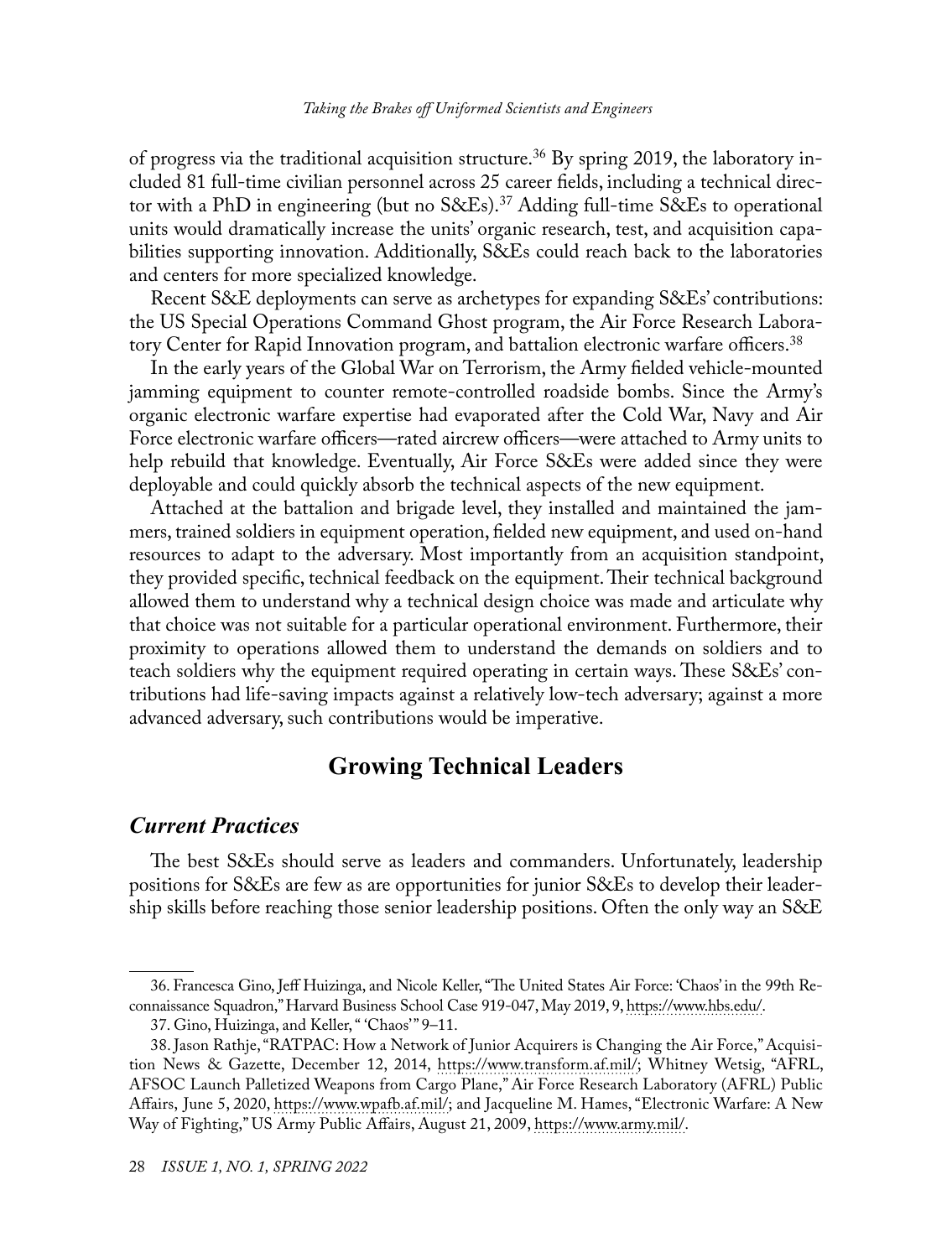of progress via the traditional acquisition structure.[36] By spring 2019, the laboratory included 81 full-time civilian personnel across 25 career fields, including a technical director with a PhD in engineering (but no S&Es).[37] Adding full-time S&Es to operational units would dramatically increase the units' organic research, test, and acquisition capabilities supporting innovation. Additionally, S&Es could reach back to the laboratories and centers for more specialized knowledge.

Recent S&E deployments can serve as archetypes for expanding S&Es' contributions: the US Special Operations Command Ghost program, the Air Force Research Laboratory Center for Rapid Innovation program, and battalion electronic warfare officers.[38]

In the early years of the Global War on Terrorism, the Army fielded vehicle-mounted jamming equipment to counter remote-controlled roadside bombs. Since the Army's organic electronic warfare expertise had evaporated after the Cold War, Navy and Air Force electronic warfare officers—rated aircrew officers—were attached to Army units to help rebuild that knowledge. Eventually, Air Force S&Es were added since they were deployable and could quickly absorb the technical aspects of the new equipment.

Attached at the battalion and brigade level, they installed and maintained the jammers, trained soldiers in equipment operation, fielded new equipment, and used on-hand resources to adapt to the adversary. Most importantly from an acquisition standpoint, they provided specific, technical feedback on the equipment. Their technical background allowed them to understand why a technical design choice was made and articulate why that choice was not suitable for a particular operational environment. Furthermore, their proximity to operations allowed them to understand the demands on soldiers and to teach soldiers why the equipment required operating in certain ways. These S&Es' contributions had life-saving impacts against a relatively low-tech adversary; against a more advanced adversary, such contributions would be imperative.

## Growing Technical Leaders

### *Current Practices*

The best S&Es should serve as leaders and commanders. Unfortunately, leadership positions for S&Es are few as are opportunities for junior S&Es to develop their leadership skills before reaching those senior leadership positions. Often the only way an S&E

36. Francesca Gino, Jeff Huizinga, and Nicole Keller, "The United States Air Force: 'Chaos' in the 99th Reconnaissance Squadron," Harvard Business School Case 919-047, May 2019, 9, https://www.hbs.edu/.

37. Gino, Huizinga, and Keller, " 'Chaos' " 9–11.

38. Jason Rathje, "RATPAC: How a Network of Junior Acquirers is Changing the Air Force," Acquisition News & Gazette, December 12, 2014, https://www.transform.af.mil/; Whitney Wetsig, "AFRL, AFSOC Launch Palletized Weapons from Cargo Plane," Air Force Research Laboratory (AFRL) Public Affairs, June 5, 2020, https://www.wpafb.af.mil/; and Jacqueline M. Hames, "Electronic Warfare: A New Way of Fighting," US Army Public Affairs, August 21, 2009, https://www.army.mil/.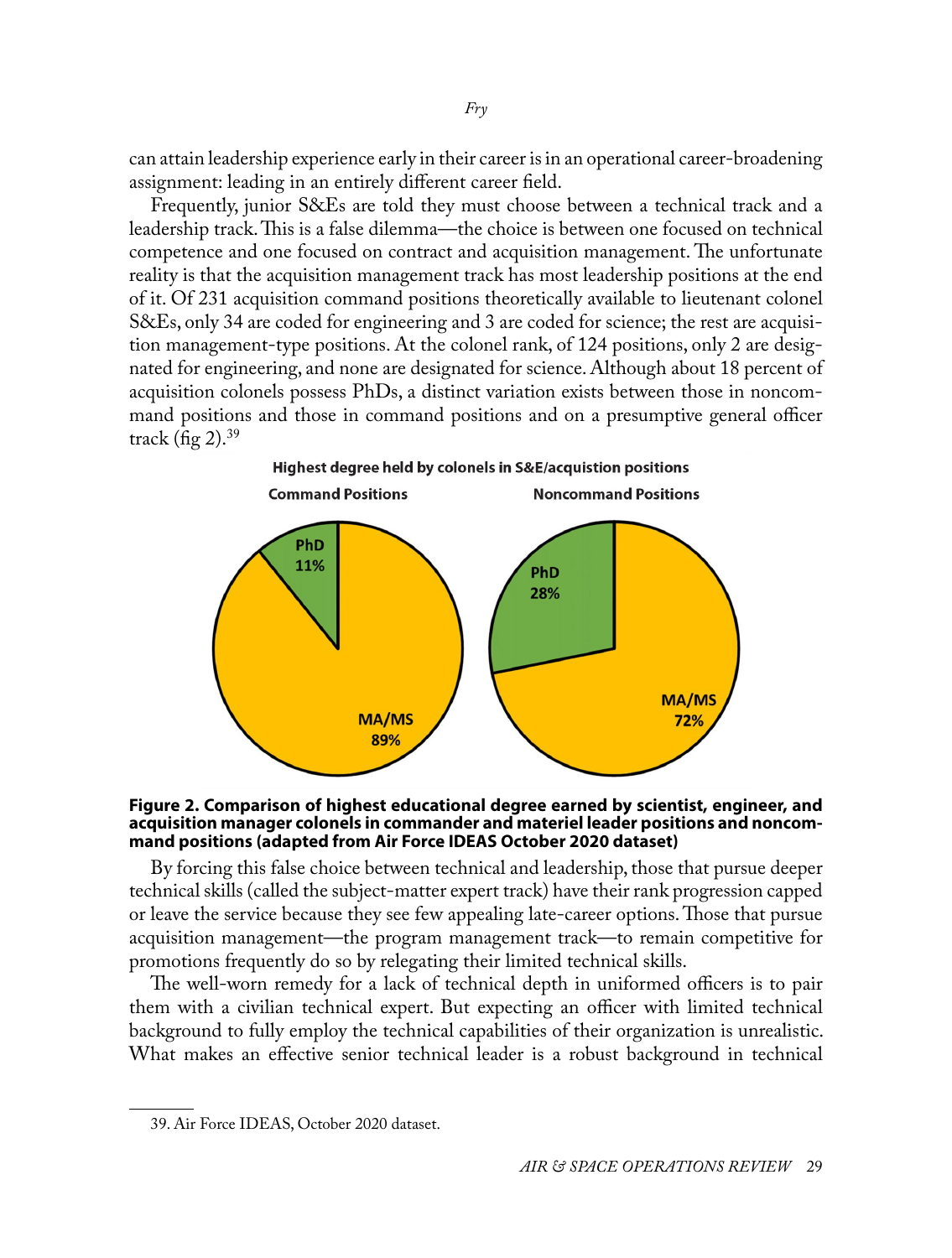can attain leadership experience early in their career is in an operational career-broadening assignment: leading in an entirely different career field.

Frequently, junior S&Es are told they must choose between a technical track and a leadership track. This is a false dilemma—the choice is between one focused on technical competence and one focused on contract and acquisition management. The unfortunate reality is that the acquisition management track has most leadership positions at the end of it. Of 231 acquisition command positions theoretically available to lieutenant colonel S&Es, only 34 are coded for engineering and 3 are coded for science; the rest are acquisition management-type positions. At the colonel rank, of 124 positions, only 2 are designated for engineering, and none are designated for science. Although about 18 percent of acquisition colonels possess PhDs, a distinct variation exists between those in noncommand positions and those in command positions and on a presumptive general officer track (fig 2).[39]

**Highest degree held by colonels in S&E/acquistion positions**

**Command Positions** — PhD 11%; MA/MS 89%

**Noncommand Positions** — PhD 28%; MA/MS 72%

**Figure 2. Comparison of highest educational degree earned by scientist, engineer, and acquisition manager colonels in commander and materiel leader positions and noncommand positions (adapted from Air Force IDEAS October 2020 dataset)**

By forcing this false choice between technical and leadership, those that pursue deeper technical skills (called the subject-matter expert track) have their rank progression capped or leave the service because they see few appealing late-career options. Those that pursue acquisition management—the program management track—to remain competitive for promotions frequently do so by relegating their limited technical skills.

The well-worn remedy for a lack of technical depth in uniformed officers is to pair them with a civilian technical expert. But expecting an officer with limited technical background to fully employ the technical capabilities of their organization is unrealistic. What makes an effective senior technical leader is a robust background in technical

39. Air Force IDEAS, October 2020 dataset.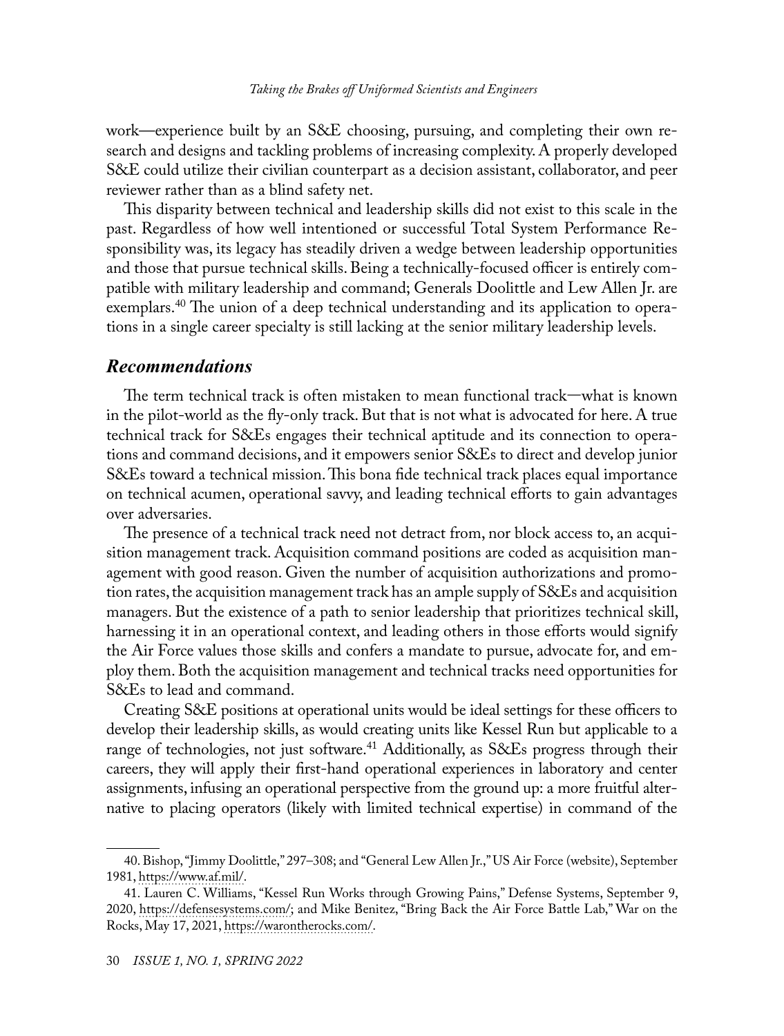work—experience built by an S&E choosing, pursuing, and completing their own research and designs and tackling problems of increasing complexity. A properly developed S&E could utilize their civilian counterpart as a decision assistant, collaborator, and peer reviewer rather than as a blind safety net.

This disparity between technical and leadership skills did not exist to this scale in the past. Regardless of how well intentioned or successful Total System Performance Responsibility was, its legacy has steadily driven a wedge between leadership opportunities and those that pursue technical skills. Being a technically-focused officer is entirely compatible with military leadership and command; Generals Doolittle and Lew Allen Jr. are exemplars.[40] The union of a deep technical understanding and its application to operations in a single career specialty is still lacking at the senior military leadership levels.

## *Recommendations*

The term technical track is often mistaken to mean functional track—what is known in the pilot-world as the fly-only track. But that is not what is advocated for here. A true technical track for S&Es engages their technical aptitude and its connection to operations and command decisions, and it empowers senior S&Es to direct and develop junior S&Es toward a technical mission. This bona fide technical track places equal importance on technical acumen, operational savvy, and leading technical efforts to gain advantages over adversaries.

The presence of a technical track need not detract from, nor block access to, an acquisition management track. Acquisition command positions are coded as acquisition management with good reason. Given the number of acquisition authorizations and promotion rates, the acquisition management track has an ample supply of S&Es and acquisition managers. But the existence of a path to senior leadership that prioritizes technical skill, harnessing it in an operational context, and leading others in those efforts would signify the Air Force values those skills and confers a mandate to pursue, advocate for, and employ them. Both the acquisition management and technical tracks need opportunities for S&Es to lead and command.

Creating S&E positions at operational units would be ideal settings for these officers to develop their leadership skills, as would creating units like Kessel Run but applicable to a range of technologies, not just software.[41] Additionally, as S&Es progress through their careers, they will apply their first-hand operational experiences in laboratory and center assignments, infusing an operational perspective from the ground up: a more fruitful alternative to placing operators (likely with limited technical expertise) in command of the

40. Bishop, "Jimmy Doolittle," 297–308; and "General Lew Allen Jr.," US Air Force (website), September 1981, https://www.af.mil/.

41. Lauren C. Williams, "Kessel Run Works through Growing Pains," Defense Systems, September 9, 2020, https://defensesystems.com/; and Mike Benitez, "Bring Back the Air Force Battle Lab," War on the Rocks, May 17, 2021, https://warontherocks.com/.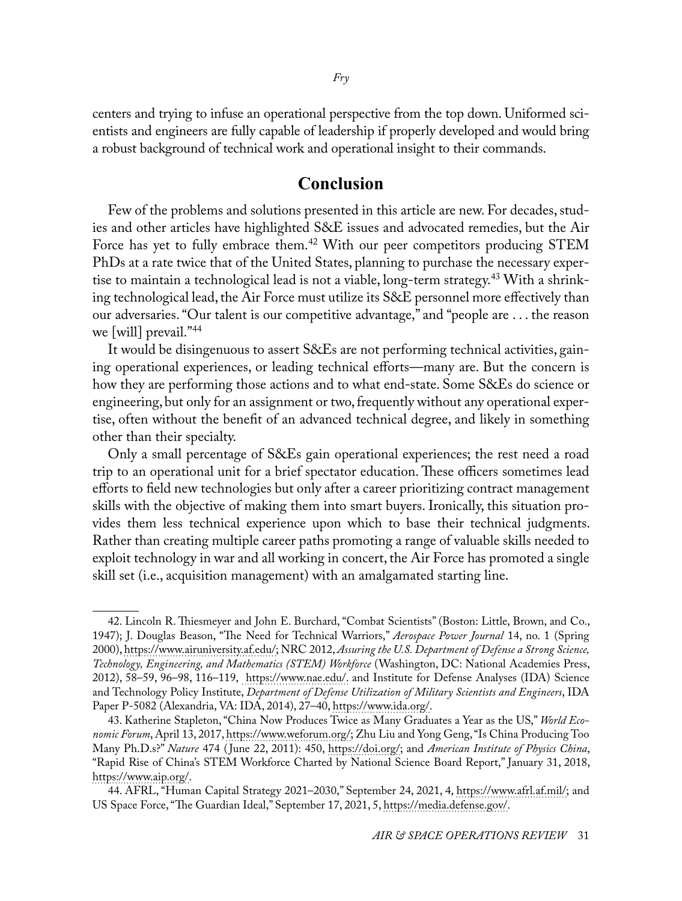centers and trying to infuse an operational perspective from the top down. Uniformed scientists and engineers are fully capable of leadership if properly developed and would bring a robust background of technical work and operational insight to their commands.

## Conclusion

Few of the problems and solutions presented in this article are new. For decades, studies and other articles have highlighted S&E issues and advocated remedies, but the Air Force has yet to fully embrace them.[42] With our peer competitors producing STEM PhDs at a rate twice that of the United States, planning to purchase the necessary expertise to maintain a technological lead is not a viable, long-term strategy.[43] With a shrinking technological lead, the Air Force must utilize its S&E personnel more effectively than our adversaries. "Our talent is our competitive advantage," and "people are . . . the reason we [will] prevail."[44]

It would be disingenuous to assert S&Es are not performing technical activities, gaining operational experiences, or leading technical efforts—many are. But the concern is how they are performing those actions and to what end-state. Some S&Es do science or engineering, but only for an assignment or two, frequently without any operational expertise, often without the benefit of an advanced technical degree, and likely in something other than their specialty.

Only a small percentage of S&Es gain operational experiences; the rest need a road trip to an operational unit for a brief spectator education. These officers sometimes lead efforts to field new technologies but only after a career prioritizing contract management skills with the objective of making them into smart buyers. Ironically, this situation provides them less technical experience upon which to base their technical judgments. Rather than creating multiple career paths promoting a range of valuable skills needed to exploit technology in war and all working in concert, the Air Force has promoted a single skill set (i.e., acquisition management) with an amalgamated starting line.

---

42. Lincoln R. Thiesmeyer and John E. Burchard, "Combat Scientists" (Boston: Little, Brown, and Co., 1947); J. Douglas Beason, "The Need for Technical Warriors," *Aerospace Power Journal* 14, no. 1 (Spring 2000), https://www.airuniversity.af.edu/; NRC 2012, *Assuring the U.S. Department of Defense a Strong Science, Technology, Engineering, and Mathematics (STEM) Workforce* (Washington, DC: National Academies Press, 2012), 58–59, 96–98, 116–119, https://www.nae.edu/. and Institute for Defense Analyses (IDA) Science and Technology Policy Institute, *Department of Defense Utilization of Military Scientists and Engineers*, IDA Paper P-5082 (Alexandria, VA: IDA, 2014), 27–40, https://www.ida.org/.

43. Katherine Stapleton, "China Now Produces Twice as Many Graduates a Year as the US," *World Economic Forum*, April 13, 2017, https://www.weforum.org/; Zhu Liu and Yong Geng, "Is China Producing Too Many Ph.D.s?" *Nature* 474 (June 22, 2011): 450, https://doi.org/; and *American Institute of Physics China*, "Rapid Rise of China's STEM Workforce Charted by National Science Board Report," January 31, 2018, https://www.aip.org/.

44. AFRL, "Human Capital Strategy 2021–2030," September 24, 2021, 4, https://www.afrl.af.mil/; and US Space Force, "The Guardian Ideal," September 17, 2021, 5, https://media.defense.gov/.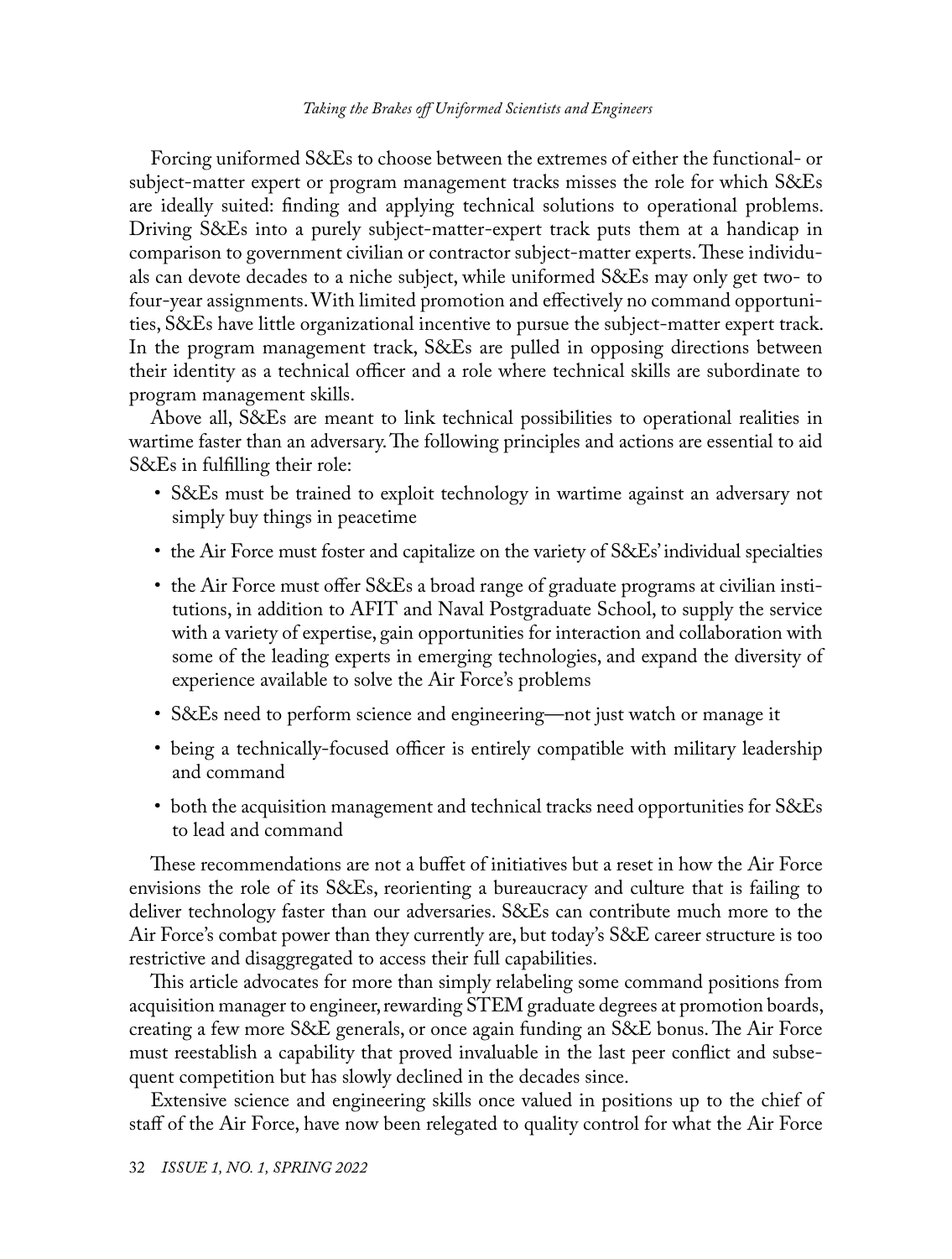Forcing uniformed S&Es to choose between the extremes of either the functional- or subject-matter expert or program management tracks misses the role for which S&Es are ideally suited: finding and applying technical solutions to operational problems. Driving S&Es into a purely subject-matter-expert track puts them at a handicap in comparison to government civilian or contractor subject-matter experts. These individuals can devote decades to a niche subject, while uniformed S&Es may only get two- to four-year assignments. With limited promotion and effectively no command opportunities, S&Es have little organizational incentive to pursue the subject-matter expert track. In the program management track, S&Es are pulled in opposing directions between their identity as a technical officer and a role where technical skills are subordinate to program management skills.

Above all, S&Es are meant to link technical possibilities to operational realities in wartime faster than an adversary. The following principles and actions are essential to aid S&Es in fulfilling their role:

- S&Es must be trained to exploit technology in wartime against an adversary not simply buy things in peacetime
- the Air Force must foster and capitalize on the variety of S&Es' individual specialties
- the Air Force must offer S&Es a broad range of graduate programs at civilian institutions, in addition to AFIT and Naval Postgraduate School, to supply the service with a variety of expertise, gain opportunities for interaction and collaboration with some of the leading experts in emerging technologies, and expand the diversity of experience available to solve the Air Force's problems
- S&Es need to perform science and engineering—not just watch or manage it
- being a technically-focused officer is entirely compatible with military leadership and command
- both the acquisition management and technical tracks need opportunities for S&Es to lead and command

These recommendations are not a buffet of initiatives but a reset in how the Air Force envisions the role of its S&Es, reorienting a bureaucracy and culture that is failing to deliver technology faster than our adversaries. S&Es can contribute much more to the Air Force's combat power than they currently are, but today's S&E career structure is too restrictive and disaggregated to access their full capabilities.

This article advocates for more than simply relabeling some command positions from acquisition manager to engineer, rewarding STEM graduate degrees at promotion boards, creating a few more S&E generals, or once again funding an S&E bonus. The Air Force must reestablish a capability that proved invaluable in the last peer conflict and subsequent competition but has slowly declined in the decades since.

Extensive science and engineering skills once valued in positions up to the chief of staff of the Air Force, have now been relegated to quality control for what the Air Force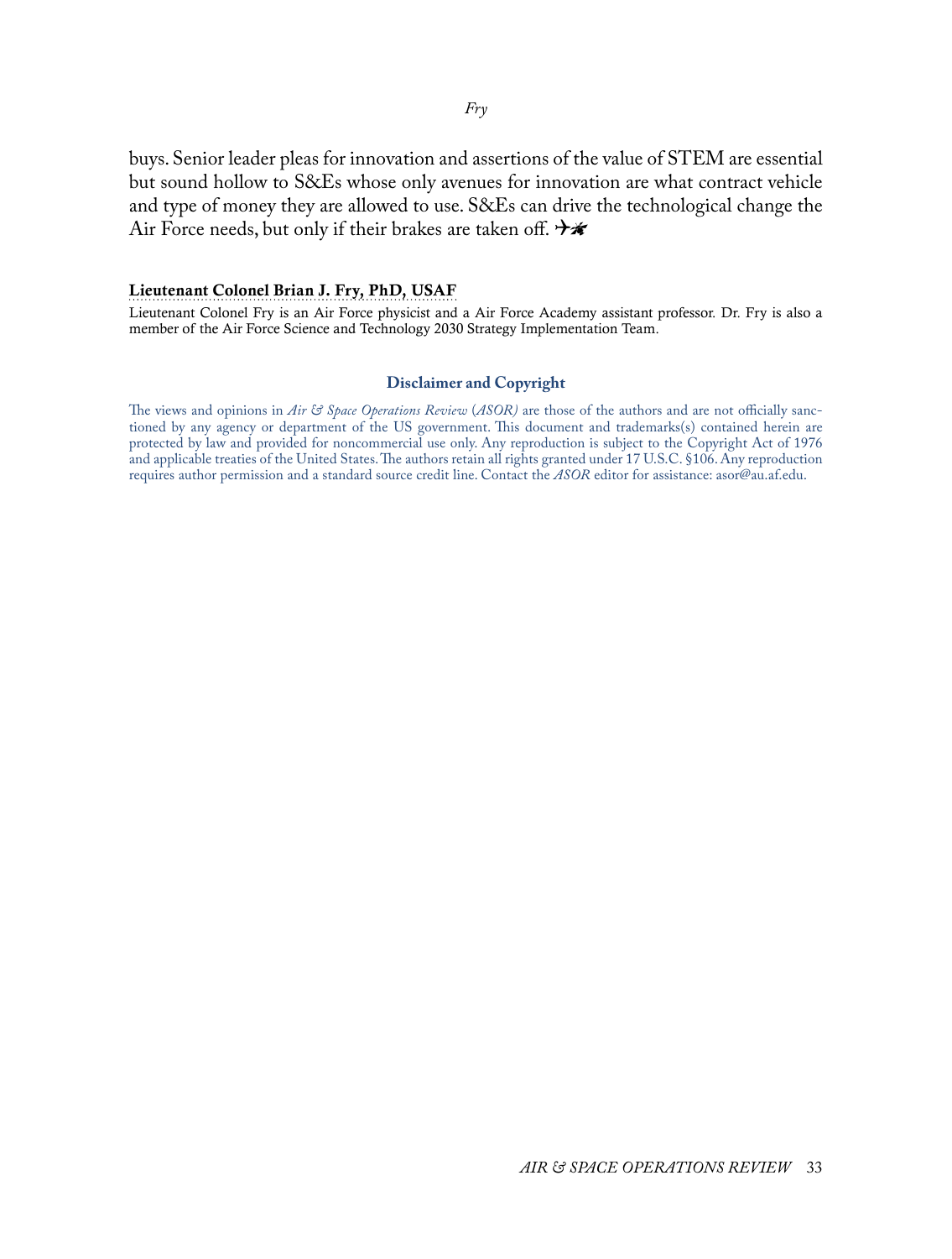buys. Senior leader pleas for innovation and assertions of the value of STEM are essential but sound hollow to S&Es whose only avenues for innovation are what contract vehicle and type of money they are allowed to use. S&Es can drive the technological change the Air Force needs, but only if their brakes are taken off.

**Lieutenant Colonel Brian J. Fry, PhD, USAF**

Lieutenant Colonel Fry is an Air Force physicist and a Air Force Academy assistant professor. Dr. Fry is also a member of the Air Force Science and Technology 2030 Strategy Implementation Team.

### Disclaimer and Copyright

The views and opinions in *Air & Space Operations Review* (*ASOR)* are those of the authors and are not officially sanctioned by any agency or department of the US government. This document and trademarks(s) contained herein are protected by law and provided for noncommercial use only. Any reproduction is subject to the Copyright Act of 1976 and applicable treaties of the United States. The authors retain all rights granted under 17 U.S.C. §106. Any reproduction requires author permission and a standard source credit line. Contact the *ASOR* editor for assistance: asor@au.af.edu.